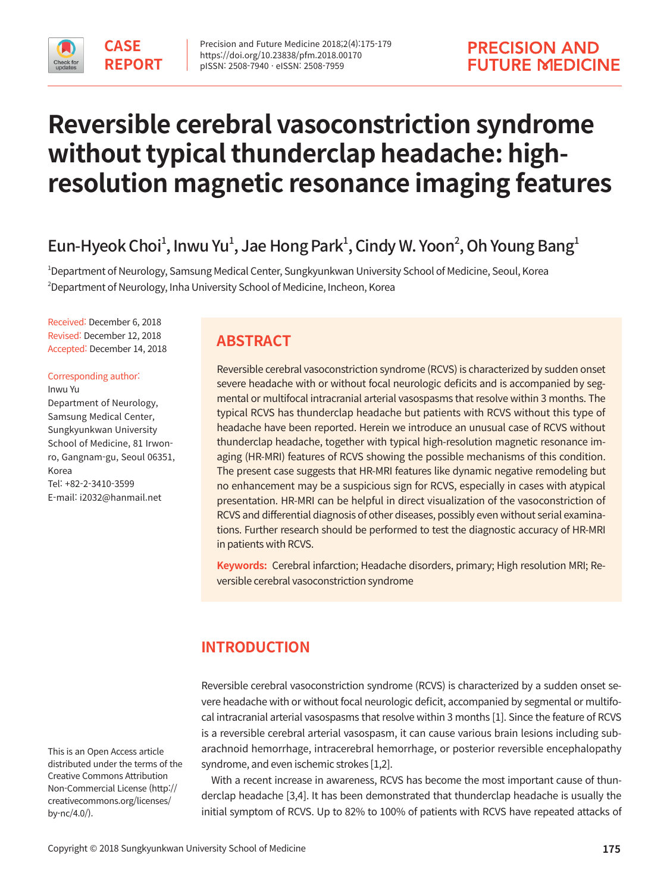CASE REPORT

# Reversible cerebral vasoconstriction syndrome without typical thunderclap headache: high-resolution magnetic resonance imaging features

Eun-Hyeok Choi[1], Inwu Yu[1], Jae Hong Park[1], Cindy W. Yoon[2], Oh Young Bang[1]

[1]Department of Neurology, Samsung Medical Center, Sungkyunkwan University School of Medicine, Seoul, Korea
[2]Department of Neurology, Inha University School of Medicine, Incheon, Korea

Received: December 6, 2018
Revised: December 12, 2018
Accepted: December 14, 2018

Corresponding author:
Inwu Yu
Department of Neurology, Samsung Medical Center, Sungkyunkwan University School of Medicine, 81 Irwon-ro, Gangnam-gu, Seoul 06351, Korea
Tel: +82-2-3410-3599
E-mail: i2032@hanmail.net

## ABSTRACT

Reversible cerebral vasoconstriction syndrome (RCVS) is characterized by sudden onset severe headache with or without focal neurologic deficits and is accompanied by segmental or multifocal intracranial arterial vasospasms that resolve within 3 months. The typical RCVS has thunderclap headache but patients with RCVS without this type of headache have been reported. Herein we introduce an unusual case of RCVS without thunderclap headache, together with typical high-resolution magnetic resonance imaging (HR-MRI) features of RCVS showing the possible mechanisms of this condition. The present case suggests that HR-MRI features like dynamic negative remodeling but no enhancement may be a suspicious sign for RCVS, especially in cases with atypical presentation. HR-MRI can be helpful in direct visualization of the vasoconstriction of RCVS and differential diagnosis of other diseases, possibly even without serial examinations. Further research should be performed to test the diagnostic accuracy of HR-MRI in patients with RCVS.

**Keywords:** Cerebral infarction; Headache disorders, primary; High resolution MRI; Reversible cerebral vasoconstriction syndrome

## INTRODUCTION

Reversible cerebral vasoconstriction syndrome (RCVS) is characterized by a sudden onset severe headache with or without focal neurologic deficit, accompanied by segmental or multifocal intracranial arterial vasospasms that resolve within 3 months [1]. Since the feature of RCVS is a reversible cerebral arterial vasospasm, it can cause various brain lesions including subarachnoid hemorrhage, intracerebral hemorrhage, or posterior reversible encephalopathy syndrome, and even ischemic strokes [1,2].

With a recent increase in awareness, RCVS has become the most important cause of thunderclap headache [3,4]. It has been demonstrated that thunderclap headache is usually the initial symptom of RCVS. Up to 82% to 100% of patients with RCVS have repeated attacks of

This is an Open Access article distributed under the terms of the Creative Commons Attribution Non-Commercial License (http://creativecommons.org/licenses/by-nc/4.0/).

Copyright © 2018 Sungkyunkwan University School of Medicine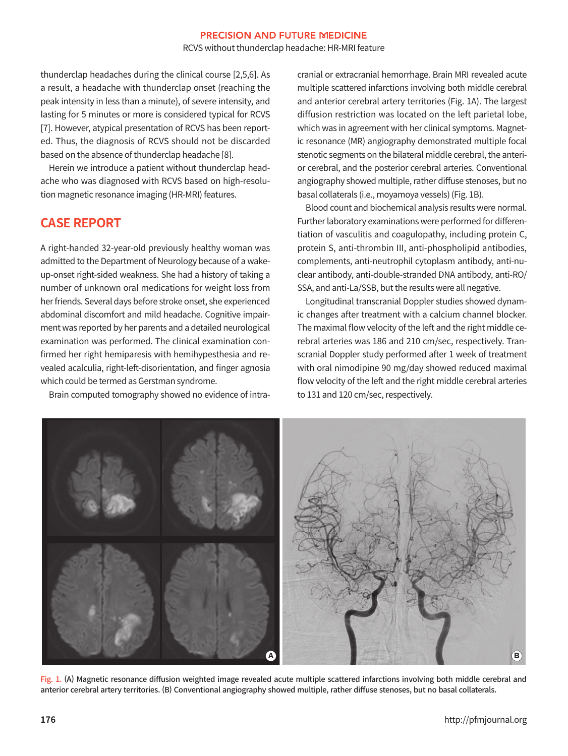thunderclap headaches during the clinical course [2,5,6]. As a result, a headache with thunderclap onset (reaching the peak intensity in less than a minute), of severe intensity, and lasting for 5 minutes or more is considered typical for RCVS [7]. However, atypical presentation of RCVS has been reported. Thus, the diagnosis of RCVS should not be discarded based on the absence of thunderclap headache [8].

Herein we introduce a patient without thunderclap headache who was diagnosed with RCVS based on high-resolution magnetic resonance imaging (HR-MRI) features.

## CASE REPORT

A right-handed 32-year-old previously healthy woman was admitted to the Department of Neurology because of a wake-up-onset right-sided weakness. She had a history of taking a number of unknown oral medications for weight loss from her friends. Several days before stroke onset, she experienced abdominal discomfort and mild headache. Cognitive impairment was reported by her parents and a detailed neurological examination was performed. The clinical examination confirmed her right hemiparesis with hemihypesthesia and revealed acalculia, right-left-disorientation, and finger agnosia which could be termed as Gerstman syndrome.

Brain computed tomography showed no evidence of intracranial or extracranial hemorrhage. Brain MRI revealed acute multiple scattered infarctions involving both middle cerebral and anterior cerebral artery territories (Fig. 1A). The largest diffusion restriction was located on the left parietal lobe, which was in agreement with her clinical symptoms. Magnetic resonance (MR) angiography demonstrated multiple focal stenotic segments on the bilateral middle cerebral, the anterior cerebral, and the posterior cerebral arteries. Conventional angiography showed multiple, rather diffuse stenoses, but no basal collaterals (i.e., moyamoya vessels) (Fig. 1B).

Blood count and biochemical analysis results were normal. Further laboratory examinations were performed for differentiation of vasculitis and coagulopathy, including protein C, protein S, anti-thrombin III, anti-phospholipid antibodies, complements, anti-neutrophil cytoplasm antibody, anti-nuclear antibody, anti-double-stranded DNA antibody, anti-RO/SSA, and anti-La/SSB, but the results were all negative.

Longitudinal transcranial Doppler studies showed dynamic changes after treatment with a calcium channel blocker. The maximal flow velocity of the left and the right middle cerebral arteries was 186 and 210 cm/sec, respectively. Transcranial Doppler study performed after 1 week of treatment with oral nimodipine 90 mg/day showed reduced maximal flow velocity of the left and the right middle cerebral arteries to 131 and 120 cm/sec, respectively.

Fig. 1. (A) Magnetic resonance diffusion weighted image revealed acute multiple scattered infarctions involving both middle cerebral and anterior cerebral artery territories. (B) Conventional angiography showed multiple, rather diffuse stenoses, but no basal collaterals.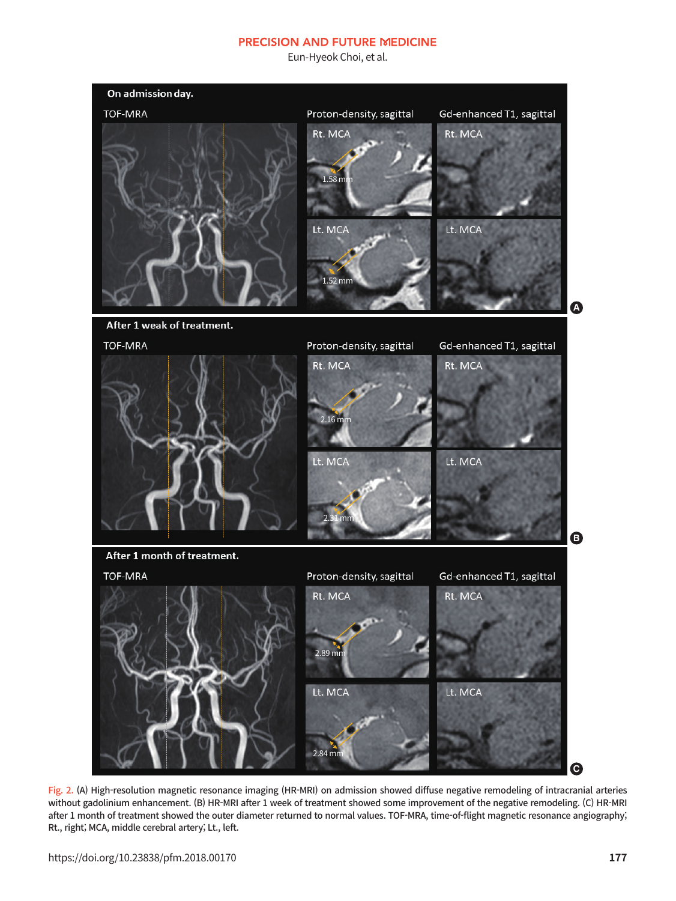Fig. 2. (A) High-resolution magnetic resonance imaging (HR-MRI) on admission showed diffuse negative remodeling of intracranial arteries without gadolinium enhancement. (B) HR-MRI after 1 week of treatment showed some improvement of the negative remodeling. (C) HR-MRI after 1 month of treatment showed the outer diameter returned to normal values. TOF-MRA, time-of-flight magnetic resonance angiography; Rt., right; MCA, middle cerebral artery; Lt., left.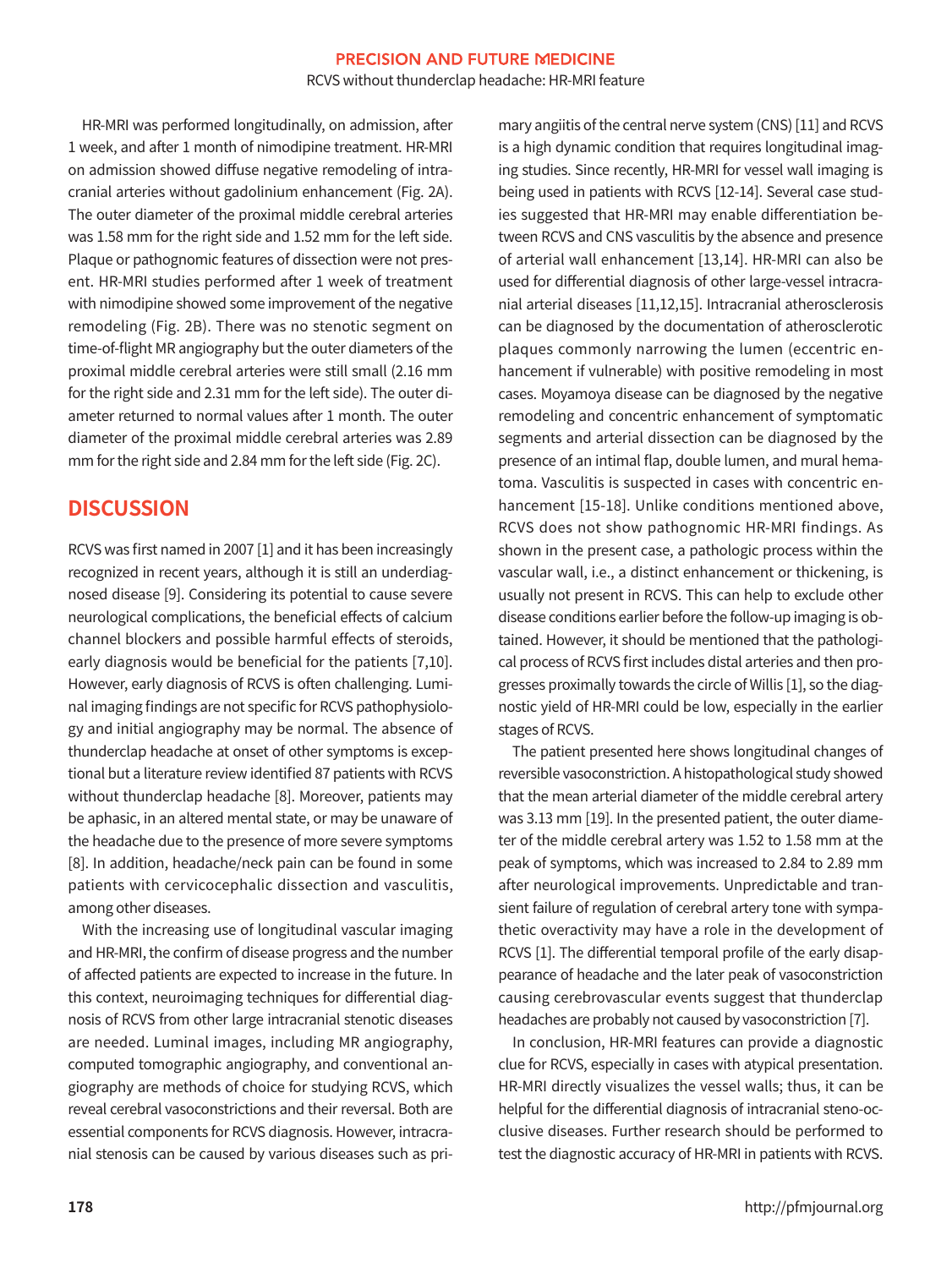HR-MRI was performed longitudinally, on admission, after 1 week, and after 1 month of nimodipine treatment. HR-MRI on admission showed diffuse negative remodeling of intracranial arteries without gadolinium enhancement (Fig. 2A). The outer diameter of the proximal middle cerebral arteries was 1.58 mm for the right side and 1.52 mm for the left side. Plaque or pathognomic features of dissection were not present. HR-MRI studies performed after 1 week of treatment with nimodipine showed some improvement of the negative remodeling (Fig. 2B). There was no stenotic segment on time-of-flight MR angiography but the outer diameters of the proximal middle cerebral arteries were still small (2.16 mm for the right side and 2.31 mm for the left side). The outer diameter returned to normal values after 1 month. The outer diameter of the proximal middle cerebral arteries was 2.89 mm for the right side and 2.84 mm for the left side (Fig. 2C).

## DISCUSSION

RCVS was first named in 2007 [1] and it has been increasingly recognized in recent years, although it is still an underdiagnosed disease [9]. Considering its potential to cause severe neurological complications, the beneficial effects of calcium channel blockers and possible harmful effects of steroids, early diagnosis would be beneficial for the patients [7,10]. However, early diagnosis of RCVS is often challenging. Luminal imaging findings are not specific for RCVS pathophysiology and initial angiography may be normal. The absence of thunderclap headache at onset of other symptoms is exceptional but a literature review identified 87 patients with RCVS without thunderclap headache [8]. Moreover, patients may be aphasic, in an altered mental state, or may be unaware of the headache due to the presence of more severe symptoms [8]. In addition, headache/neck pain can be found in some patients with cervicocephalic dissection and vasculitis, among other diseases.

With the increasing use of longitudinal vascular imaging and HR-MRI, the confirm of disease progress and the number of affected patients are expected to increase in the future. In this context, neuroimaging techniques for differential diagnosis of RCVS from other large intracranial stenotic diseases are needed. Luminal images, including MR angiography, computed tomographic angiography, and conventional angiography are methods of choice for studying RCVS, which reveal cerebral vasoconstrictions and their reversal. Both are essential components for RCVS diagnosis. However, intracranial stenosis can be caused by various diseases such as primary angiitis of the central nerve system (CNS) [11] and RCVS is a high dynamic condition that requires longitudinal imaging studies. Since recently, HR-MRI for vessel wall imaging is being used in patients with RCVS [12-14]. Several case studies suggested that HR-MRI may enable differentiation between RCVS and CNS vasculitis by the absence and presence of arterial wall enhancement [13,14]. HR-MRI can also be used for differential diagnosis of other large-vessel intracranial arterial diseases [11,12,15]. Intracranial atherosclerosis can be diagnosed by the documentation of atherosclerotic plaques commonly narrowing the lumen (eccentric enhancement if vulnerable) with positive remodeling in most cases. Moyamoya disease can be diagnosed by the negative remodeling and concentric enhancement of symptomatic segments and arterial dissection can be diagnosed by the presence of an intimal flap, double lumen, and mural hematoma. Vasculitis is suspected in cases with concentric enhancement [15-18]. Unlike conditions mentioned above, RCVS does not show pathognomic HR-MRI findings. As shown in the present case, a pathologic process within the vascular wall, i.e., a distinct enhancement or thickening, is usually not present in RCVS. This can help to exclude other disease conditions earlier before the follow-up imaging is obtained. However, it should be mentioned that the pathological process of RCVS first includes distal arteries and then progresses proximally towards the circle of Willis [1], so the diagnostic yield of HR-MRI could be low, especially in the earlier stages of RCVS.

The patient presented here shows longitudinal changes of reversible vasoconstriction. A histopathological study showed that the mean arterial diameter of the middle cerebral artery was 3.13 mm [19]. In the presented patient, the outer diameter of the middle cerebral artery was 1.52 to 1.58 mm at the peak of symptoms, which was increased to 2.84 to 2.89 mm after neurological improvements. Unpredictable and transient failure of regulation of cerebral artery tone with sympathetic overactivity may have a role in the development of RCVS [1]. The differential temporal profile of the early disappearance of headache and the later peak of vasoconstriction causing cerebrovascular events suggest that thunderclap headaches are probably not caused by vasoconstriction [7].

In conclusion, HR-MRI features can provide a diagnostic clue for RCVS, especially in cases with atypical presentation. HR-MRI directly visualizes the vessel walls; thus, it can be helpful for the differential diagnosis of intracranial steno-occlusive diseases. Further research should be performed to test the diagnostic accuracy of HR-MRI in patients with RCVS.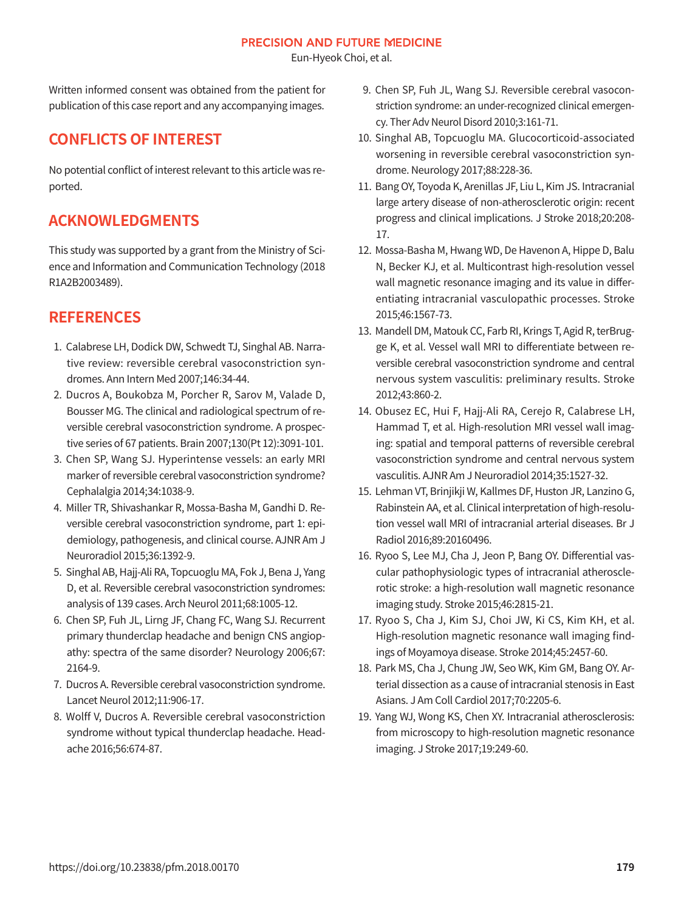Written informed consent was obtained from the patient for publication of this case report and any accompanying images.

## CONFLICTS OF INTEREST

No potential conflict of interest relevant to this article was reported.

## ACKNOWLEDGMENTS

This study was supported by a grant from the Ministry of Science and Information and Communication Technology (2018 R1A2B2003489).

## REFERENCES

1. Calabrese LH, Dodick DW, Schwedt TJ, Singhal AB. Narrative review: reversible cerebral vasoconstriction syndromes. Ann Intern Med 2007;146:34-44.
2. Ducros A, Boukobza M, Porcher R, Sarov M, Valade D, Bousser MG. The clinical and radiological spectrum of reversible cerebral vasoconstriction syndrome. A prospective series of 67 patients. Brain 2007;130(Pt 12):3091-101.
3. Chen SP, Wang SJ. Hyperintense vessels: an early MRI marker of reversible cerebral vasoconstriction syndrome? Cephalalgia 2014;34:1038-9.
4. Miller TR, Shivashankar R, Mossa-Basha M, Gandhi D. Reversible cerebral vasoconstriction syndrome, part 1: epidemiology, pathogenesis, and clinical course. AJNR Am J Neuroradiol 2015;36:1392-9.
5. Singhal AB, Hajj-Ali RA, Topcuoglu MA, Fok J, Bena J, Yang D, et al. Reversible cerebral vasoconstriction syndromes: analysis of 139 cases. Arch Neurol 2011;68:1005-12.
6. Chen SP, Fuh JL, Lirng JF, Chang FC, Wang SJ. Recurrent primary thunderclap headache and benign CNS angiopathy: spectra of the same disorder? Neurology 2006;67:2164-9.
7. Ducros A. Reversible cerebral vasoconstriction syndrome. Lancet Neurol 2012;11:906-17.
8. Wolff V, Ducros A. Reversible cerebral vasoconstriction syndrome without typical thunderclap headache. Headache 2016;56:674-87.
9. Chen SP, Fuh JL, Wang SJ. Reversible cerebral vasoconstriction syndrome: an under-recognized clinical emergency. Ther Adv Neurol Disord 2010;3:161-71.
10. Singhal AB, Topcuoglu MA. Glucocorticoid-associated worsening in reversible cerebral vasoconstriction syndrome. Neurology 2017;88:228-36.
11. Bang OY, Toyoda K, Arenillas JF, Liu L, Kim JS. Intracranial large artery disease of non-atherosclerotic origin: recent progress and clinical implications. J Stroke 2018;20:208-17.
12. Mossa-Basha M, Hwang WD, De Havenon A, Hippe D, Balu N, Becker KJ, et al. Multicontrast high-resolution vessel wall magnetic resonance imaging and its value in differentiating intracranial vasculopathic processes. Stroke 2015;46:1567-73.
13. Mandell DM, Matouk CC, Farb RI, Krings T, Agid R, terBrugge K, et al. Vessel wall MRI to differentiate between reversible cerebral vasoconstriction syndrome and central nervous system vasculitis: preliminary results. Stroke 2012;43:860-2.
14. Obusez EC, Hui F, Hajj-Ali RA, Cerejo R, Calabrese LH, Hammad T, et al. High-resolution MRI vessel wall imaging: spatial and temporal patterns of reversible cerebral vasoconstriction syndrome and central nervous system vasculitis. AJNR Am J Neuroradiol 2014;35:1527-32.
15. Lehman VT, Brinjikji W, Kallmes DF, Huston JR, Lanzino G, Rabinstein AA, et al. Clinical interpretation of high-resolution vessel wall MRI of intracranial arterial diseases. Br J Radiol 2016;89:20160496.
16. Ryoo S, Lee MJ, Cha J, Jeon P, Bang OY. Differential vascular pathophysiologic types of intracranial atherosclerotic stroke: a high-resolution wall magnetic resonance imaging study. Stroke 2015;46:2815-21.
17. Ryoo S, Cha J, Kim SJ, Choi JW, Ki CS, Kim KH, et al. High-resolution magnetic resonance wall imaging findings of Moyamoya disease. Stroke 2014;45:2457-60.
18. Park MS, Cha J, Chung JW, Seo WK, Kim GM, Bang OY. Arterial dissection as a cause of intracranial stenosis in East Asians. J Am Coll Cardiol 2017;70:2205-6.
19. Yang WJ, Wong KS, Chen XY. Intracranial atherosclerosis: from microscopy to high-resolution magnetic resonance imaging. J Stroke 2017;19:249-60.